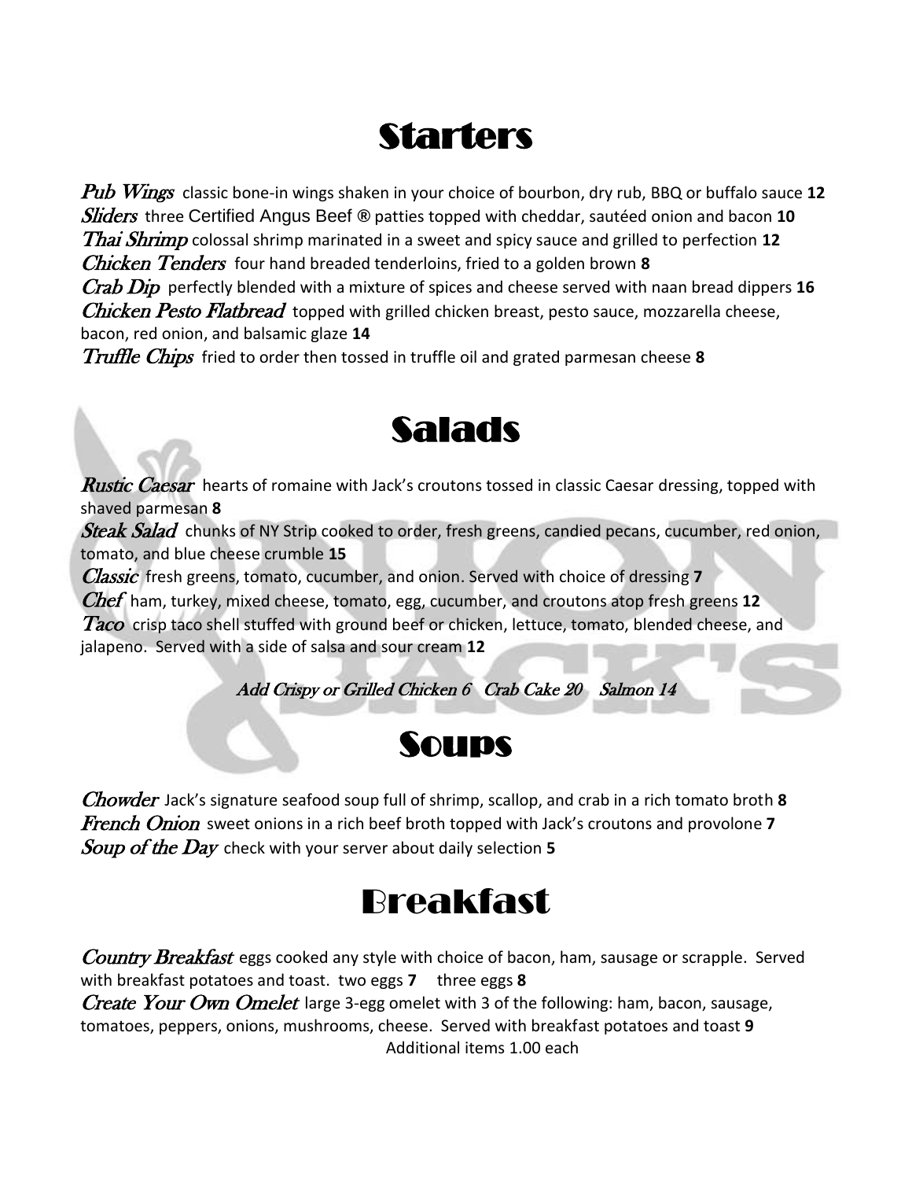# Starters

***Pub Wings*** classic bone-in wings shaken in your choice of bourbon, dry rub, BBQ or buffalo sauce **12**
***Sliders*** three Certified Angus Beef ® patties topped with cheddar, sautéed onion and bacon **10**
***Thai Shrimp*** colossal shrimp marinated in a sweet and spicy sauce and grilled to perfection **12**
***Chicken Tenders*** four hand breaded tenderloins, fried to a golden brown **8**
***Crab Dip*** perfectly blended with a mixture of spices and cheese served with naan bread dippers **16**
***Chicken Pesto Flatbread*** topped with grilled chicken breast, pesto sauce, mozzarella cheese, bacon, red onion, and balsamic glaze **14**
***Truffle Chips*** fried to order then tossed in truffle oil and grated parmesan cheese **8**

# Salads

***Rustic Caesar*** hearts of romaine with Jack's croutons tossed in classic Caesar dressing, topped with shaved parmesan **8**
***Steak Salad*** chunks of NY Strip cooked to order, fresh greens, candied pecans, cucumber, red onion, tomato, and blue cheese crumble **15**
***Classic*** fresh greens, tomato, cucumber, and onion. Served with choice of dressing **7**
***Chef*** ham, turkey, mixed cheese, tomato, egg, cucumber, and croutons atop fresh greens **12**
***Taco*** crisp taco shell stuffed with ground beef or chicken, lettuce, tomato, blended cheese, and jalapeno. Served with a side of salsa and sour cream **12**

*Add Crispy or Grilled Chicken 6 Crab Cake 20 Salmon 14*

# Soups

***Chowder*** Jack's signature seafood soup full of shrimp, scallop, and crab in a rich tomato broth **8**
***French Onion*** sweet onions in a rich beef broth topped with Jack's croutons and provolone **7**
***Soup of the Day*** check with your server about daily selection **5**

# Breakfast

***Country Breakfast*** eggs cooked any style with choice of bacon, ham, sausage or scrapple. Served with breakfast potatoes and toast. two eggs **7** three eggs **8**
***Create Your Own Omelet*** large 3-egg omelet with 3 of the following: ham, bacon, sausage, tomatoes, peppers, onions, mushrooms, cheese. Served with breakfast potatoes and toast **9**
Additional items 1.00 each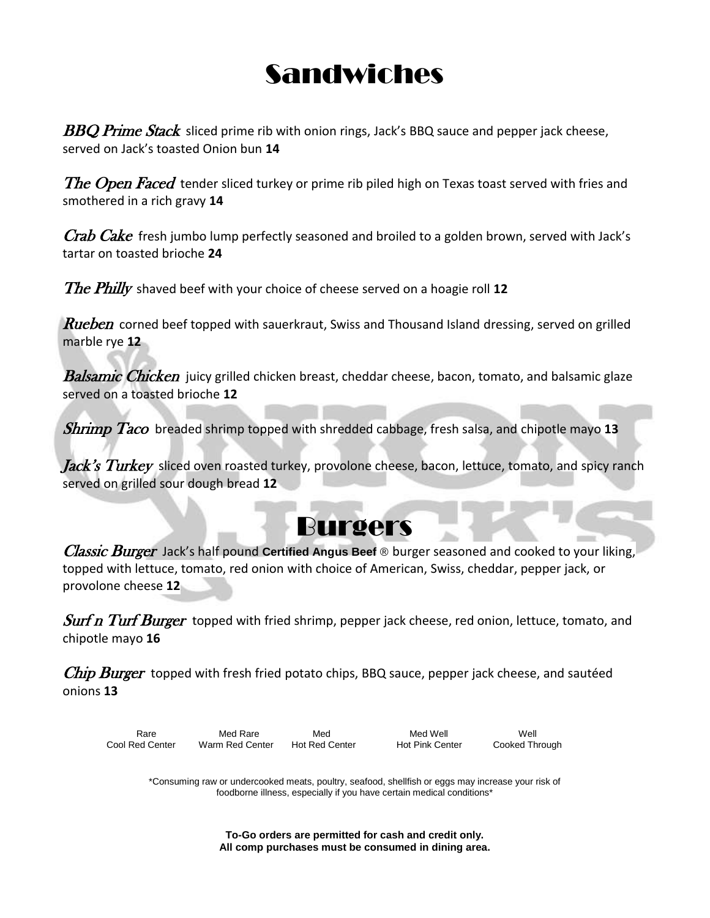# Sandwiches

***BBQ Prime Stack*** sliced prime rib with onion rings, Jack's BBQ sauce and pepper jack cheese, served on Jack's toasted Onion bun **14**

***The Open Faced*** tender sliced turkey or prime rib piled high on Texas toast served with fries and smothered in a rich gravy **14**

***Crab Cake*** fresh jumbo lump perfectly seasoned and broiled to a golden brown, served with Jack's tartar on toasted brioche **24**

***The Philly*** shaved beef with your choice of cheese served on a hoagie roll **12**

***Rueben*** corned beef topped with sauerkraut, Swiss and Thousand Island dressing, served on grilled marble rye **12**

***Balsamic Chicken*** juicy grilled chicken breast, cheddar cheese, bacon, tomato, and balsamic glaze served on a toasted brioche **12**

***Shrimp Taco*** breaded shrimp topped with shredded cabbage, fresh salsa, and chipotle mayo **13**

***Jack's Turkey*** sliced oven roasted turkey, provolone cheese, bacon, lettuce, tomato, and spicy ranch served on grilled sour dough bread **12**

# Burgers

***Classic Burger*** Jack's half pound **Certified Angus Beef** ® burger seasoned and cooked to your liking, topped with lettuce, tomato, red onion with choice of American, Swiss, cheddar, pepper jack, or provolone cheese **12**

***Surf n Turf Burger*** topped with fried shrimp, pepper jack cheese, red onion, lettuce, tomato, and chipotle mayo **16**

***Chip Burger*** topped with fresh fried potato chips, BBQ sauce, pepper jack cheese, and sautéed onions **13**

| Rare | Med Rare | Med | Med Well | Well |
|---|---|---|---|---|
| Cool Red Center | Warm Red Center | Hot Red Center | Hot Pink Center | Cooked Through |

*Consuming raw or undercooked meats, poultry, seafood, shellfish or eggs may increase your risk of foodborne illness, especially if you have certain medical conditions*

**To-Go orders are permitted for cash and credit only.**
**All comp purchases must be consumed in dining area.**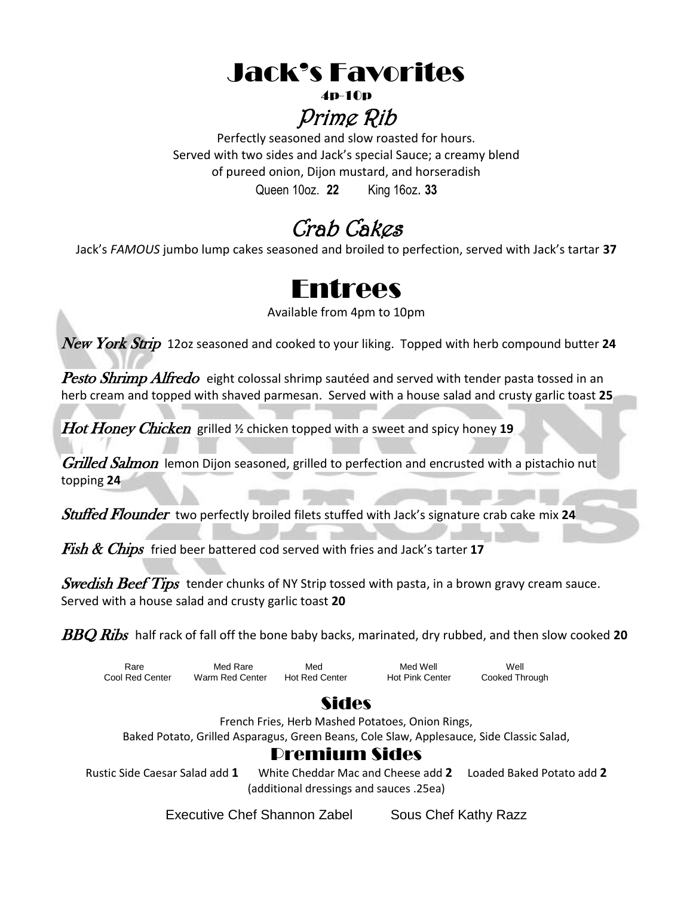# Jack's Favorites

4p-10p

## Prime Rib

Perfectly seasoned and slow roasted for hours.
Served with two sides and Jack's special Sauce; a creamy blend
of pureed onion, Dijon mustard, and horseradish

Queen 10oz. **22** King 16oz. **33**

## Crab Cakes

Jack's *FAMOUS* jumbo lump cakes seasoned and broiled to perfection, served with Jack's tartar **37**

# Entrees

Available from 4pm to 10pm

***New York Strip*** 12oz seasoned and cooked to your liking. Topped with herb compound butter **24**

***Pesto Shrimp Alfredo*** eight colossal shrimp sautéed and served with tender pasta tossed in an herb cream and topped with shaved parmesan. Served with a house salad and crusty garlic toast **25**

***Hot Honey Chicken*** grilled ½ chicken topped with a sweet and spicy honey **19**

***Grilled Salmon*** lemon Dijon seasoned, grilled to perfection and encrusted with a pistachio nut topping **24**

***Stuffed Flounder*** two perfectly broiled filets stuffed with Jack's signature crab cake mix **24**

***Fish & Chips*** fried beer battered cod served with fries and Jack's tarter **17**

***Swedish Beef Tips*** tender chunks of NY Strip tossed with pasta, in a brown gravy cream sauce. Served with a house salad and crusty garlic toast **20**

***BBQ Ribs*** half rack of fall off the bone baby backs, marinated, dry rubbed, and then slow cooked **20**

| Rare | Med Rare | Med | Med Well | Well |
|---|---|---|---|---|
| Cool Red Center | Warm Red Center | Hot Red Center | Hot Pink Center | Cooked Through |

## Sides

French Fries, Herb Mashed Potatoes, Onion Rings,
Baked Potato, Grilled Asparagus, Green Beans, Cole Slaw, Applesauce, Side Classic Salad,

## Premium Sides

Rustic Side Caesar Salad add **1** White Cheddar Mac and Cheese add **2** Loaded Baked Potato add **2**

(additional dressings and sauces .25ea)

Executive Chef Shannon Zabel Sous Chef Kathy Razz